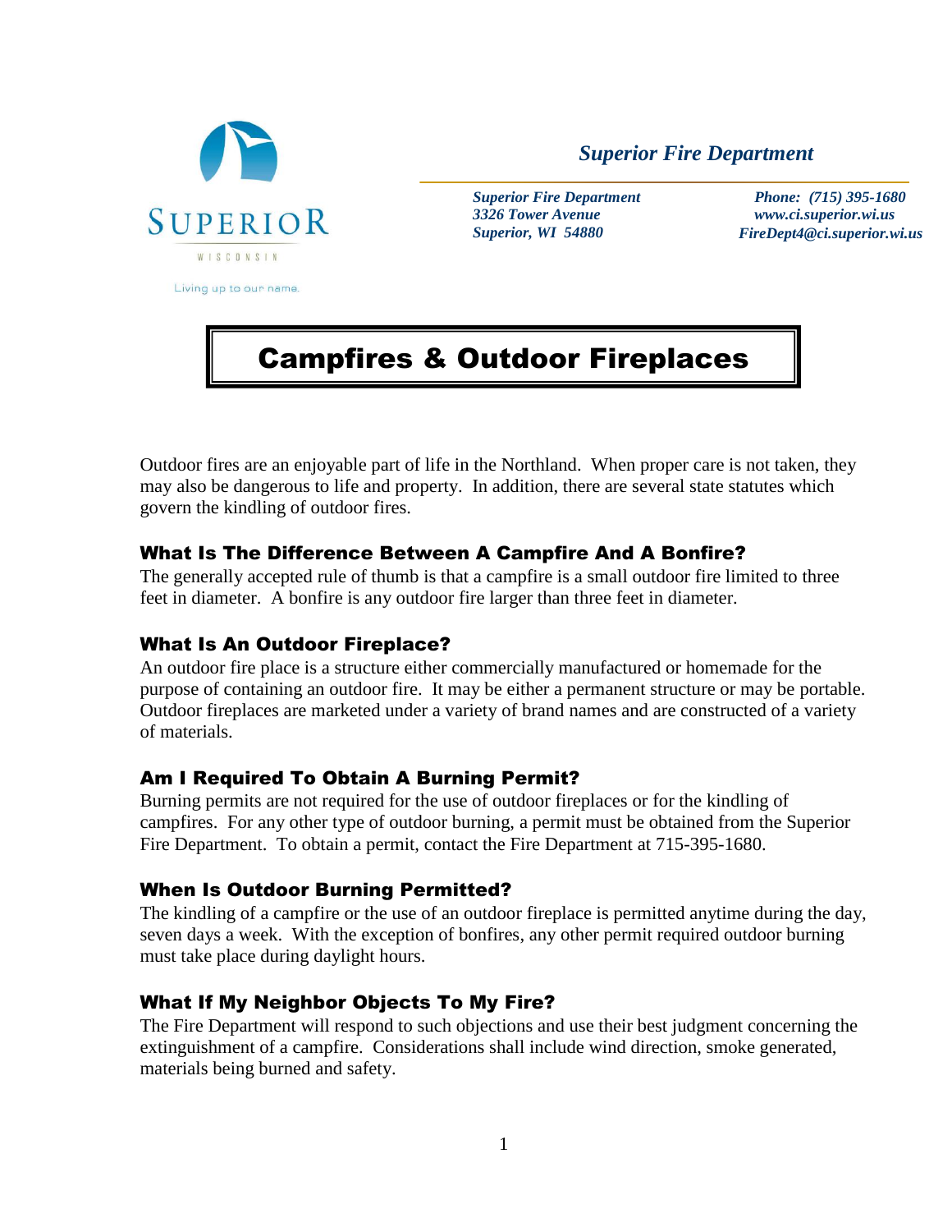SUPERIOR

WISCONSIN

Living up to our name.

*Superior Fire Department*

*Superior Fire Department*
*3326 Tower Avenue*
*Superior, WI 54880*

*Phone: (715) 395-1680*
*www.ci.superior.wi.us*
*FireDept4@ci.superior.wi.us*

# Campfires & Outdoor Fireplaces

Outdoor fires are an enjoyable part of life in the Northland. When proper care is not taken, they may also be dangerous to life and property. In addition, there are several state statutes which govern the kindling of outdoor fires.

## What Is The Difference Between A Campfire And A Bonfire?

The generally accepted rule of thumb is that a campfire is a small outdoor fire limited to three feet in diameter. A bonfire is any outdoor fire larger than three feet in diameter.

## What Is An Outdoor Fireplace?

An outdoor fire place is a structure either commercially manufactured or homemade for the purpose of containing an outdoor fire. It may be either a permanent structure or may be portable. Outdoor fireplaces are marketed under a variety of brand names and are constructed of a variety of materials.

## Am I Required To Obtain A Burning Permit?

Burning permits are not required for the use of outdoor fireplaces or for the kindling of campfires. For any other type of outdoor burning, a permit must be obtained from the Superior Fire Department. To obtain a permit, contact the Fire Department at 715-395-1680.

## When Is Outdoor Burning Permitted?

The kindling of a campfire or the use of an outdoor fireplace is permitted anytime during the day, seven days a week. With the exception of bonfires, any other permit required outdoor burning must take place during daylight hours.

## What If My Neighbor Objects To My Fire?

The Fire Department will respond to such objections and use their best judgment concerning the extinguishment of a campfire. Considerations shall include wind direction, smoke generated, materials being burned and safety.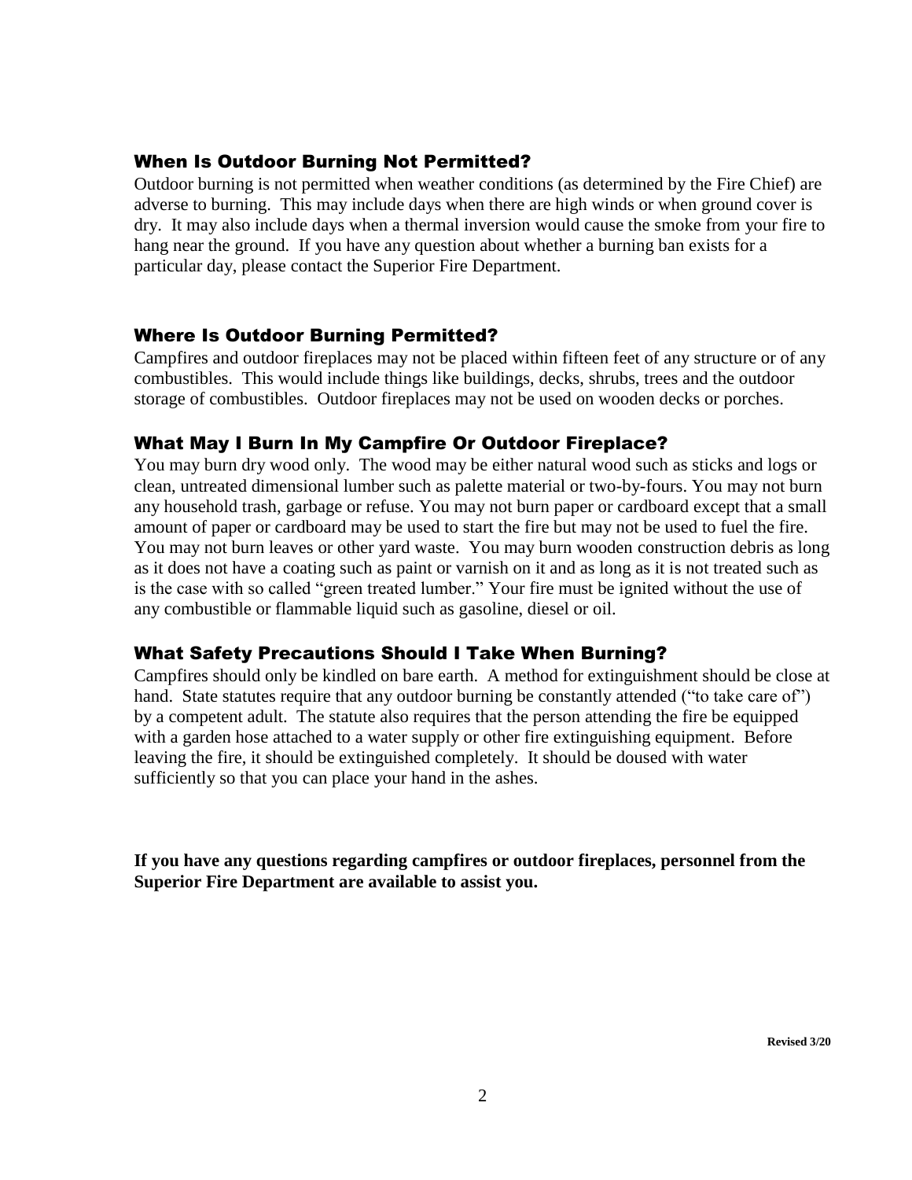## When Is Outdoor Burning Not Permitted?

Outdoor burning is not permitted when weather conditions (as determined by the Fire Chief) are adverse to burning. This may include days when there are high winds or when ground cover is dry. It may also include days when a thermal inversion would cause the smoke from your fire to hang near the ground. If you have any question about whether a burning ban exists for a particular day, please contact the Superior Fire Department.

## Where Is Outdoor Burning Permitted?

Campfires and outdoor fireplaces may not be placed within fifteen feet of any structure or of any combustibles. This would include things like buildings, decks, shrubs, trees and the outdoor storage of combustibles. Outdoor fireplaces may not be used on wooden decks or porches.

## What May I Burn In My Campfire Or Outdoor Fireplace?

You may burn dry wood only. The wood may be either natural wood such as sticks and logs or clean, untreated dimensional lumber such as palette material or two-by-fours. You may not burn any household trash, garbage or refuse. You may not burn paper or cardboard except that a small amount of paper or cardboard may be used to start the fire but may not be used to fuel the fire. You may not burn leaves or other yard waste. You may burn wooden construction debris as long as it does not have a coating such as paint or varnish on it and as long as it is not treated such as is the case with so called "green treated lumber." Your fire must be ignited without the use of any combustible or flammable liquid such as gasoline, diesel or oil.

## What Safety Precautions Should I Take When Burning?

Campfires should only be kindled on bare earth. A method for extinguishment should be close at hand. State statutes require that any outdoor burning be constantly attended ("to take care of") by a competent adult. The statute also requires that the person attending the fire be equipped with a garden hose attached to a water supply or other fire extinguishing equipment. Before leaving the fire, it should be extinguished completely. It should be doused with water sufficiently so that you can place your hand in the ashes.

**If you have any questions regarding campfires or outdoor fireplaces, personnel from the Superior Fire Department are available to assist you.**

**Revised 3/20**